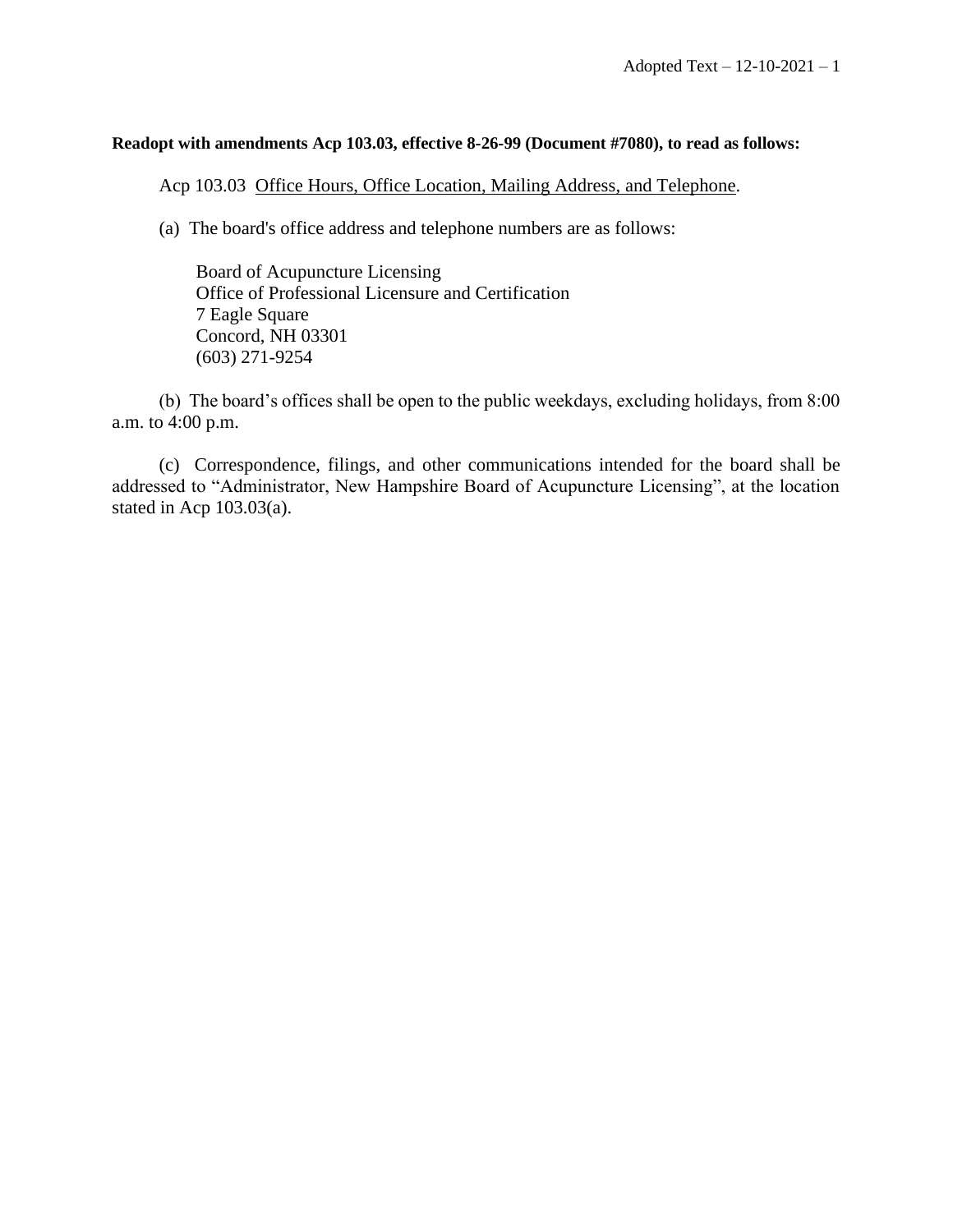**Readopt with amendments Acp 103.03, effective 8-26-99 (Document #7080), to read as follows:**

Acp 103.03 Office Hours, Office Location, Mailing Address, and Telephone.

(a) The board's office address and telephone numbers are as follows:

Board of Acupuncture Licensing
Office of Professional Licensure and Certification
7 Eagle Square
Concord, NH 03301
(603) 271-9254

(b) The board's offices shall be open to the public weekdays, excluding holidays, from 8:00 a.m. to 4:00 p.m.

(c) Correspondence, filings, and other communications intended for the board shall be addressed to "Administrator, New Hampshire Board of Acupuncture Licensing", at the location stated in Acp 103.03(a).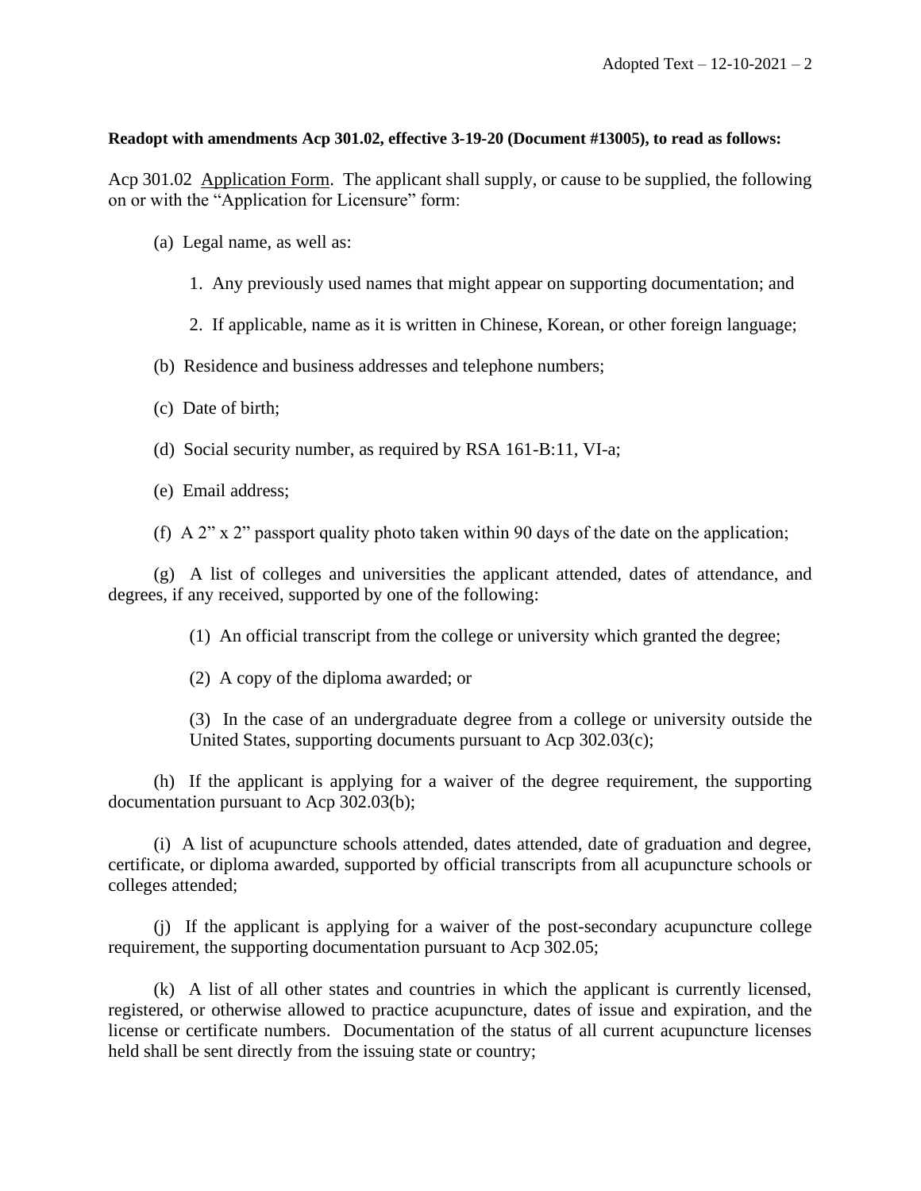**Readopt with amendments Acp 301.02, effective 3-19-20 (Document #13005), to read as follows:**

Acp 301.02 Application Form. The applicant shall supply, or cause to be supplied, the following on or with the "Application for Licensure" form:

(a) Legal name, as well as:

1. Any previously used names that might appear on supporting documentation; and

2. If applicable, name as it is written in Chinese, Korean, or other foreign language;

(b) Residence and business addresses and telephone numbers;

(c) Date of birth;

(d) Social security number, as required by RSA 161-B:11, VI-a;

(e) Email address;

(f) A 2" x 2" passport quality photo taken within 90 days of the date on the application;

(g) A list of colleges and universities the applicant attended, dates of attendance, and degrees, if any received, supported by one of the following:

(1) An official transcript from the college or university which granted the degree;

(2) A copy of the diploma awarded; or

(3) In the case of an undergraduate degree from a college or university outside the United States, supporting documents pursuant to Acp 302.03(c);

(h) If the applicant is applying for a waiver of the degree requirement, the supporting documentation pursuant to Acp 302.03(b);

(i) A list of acupuncture schools attended, dates attended, date of graduation and degree, certificate, or diploma awarded, supported by official transcripts from all acupuncture schools or colleges attended;

(j) If the applicant is applying for a waiver of the post-secondary acupuncture college requirement, the supporting documentation pursuant to Acp 302.05;

(k) A list of all other states and countries in which the applicant is currently licensed, registered, or otherwise allowed to practice acupuncture, dates of issue and expiration, and the license or certificate numbers. Documentation of the status of all current acupuncture licenses held shall be sent directly from the issuing state or country;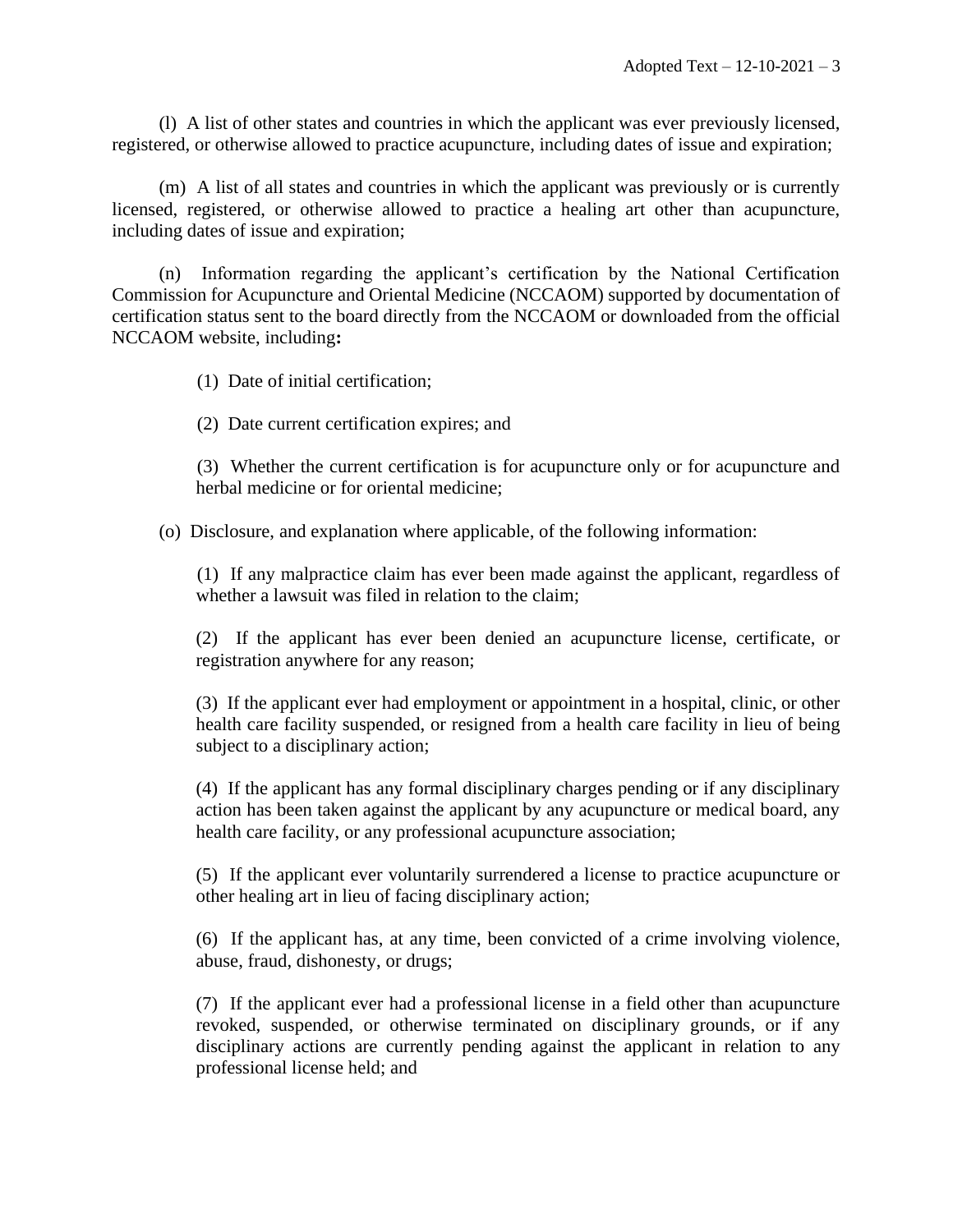(l) A list of other states and countries in which the applicant was ever previously licensed, registered, or otherwise allowed to practice acupuncture, including dates of issue and expiration;

(m) A list of all states and countries in which the applicant was previously or is currently licensed, registered, or otherwise allowed to practice a healing art other than acupuncture, including dates of issue and expiration;

(n) Information regarding the applicant's certification by the National Certification Commission for Acupuncture and Oriental Medicine (NCCAOM) supported by documentation of certification status sent to the board directly from the NCCAOM or downloaded from the official NCCAOM website, including**:**

(1) Date of initial certification;

(2) Date current certification expires; and

(3) Whether the current certification is for acupuncture only or for acupuncture and herbal medicine or for oriental medicine;

(o) Disclosure, and explanation where applicable, of the following information:

(1) If any malpractice claim has ever been made against the applicant, regardless of whether a lawsuit was filed in relation to the claim;

(2) If the applicant has ever been denied an acupuncture license, certificate, or registration anywhere for any reason;

(3) If the applicant ever had employment or appointment in a hospital, clinic, or other health care facility suspended, or resigned from a health care facility in lieu of being subject to a disciplinary action;

(4) If the applicant has any formal disciplinary charges pending or if any disciplinary action has been taken against the applicant by any acupuncture or medical board, any health care facility, or any professional acupuncture association;

(5) If the applicant ever voluntarily surrendered a license to practice acupuncture or other healing art in lieu of facing disciplinary action;

(6) If the applicant has, at any time, been convicted of a crime involving violence, abuse, fraud, dishonesty, or drugs;

(7) If the applicant ever had a professional license in a field other than acupuncture revoked, suspended, or otherwise terminated on disciplinary grounds, or if any disciplinary actions are currently pending against the applicant in relation to any professional license held; and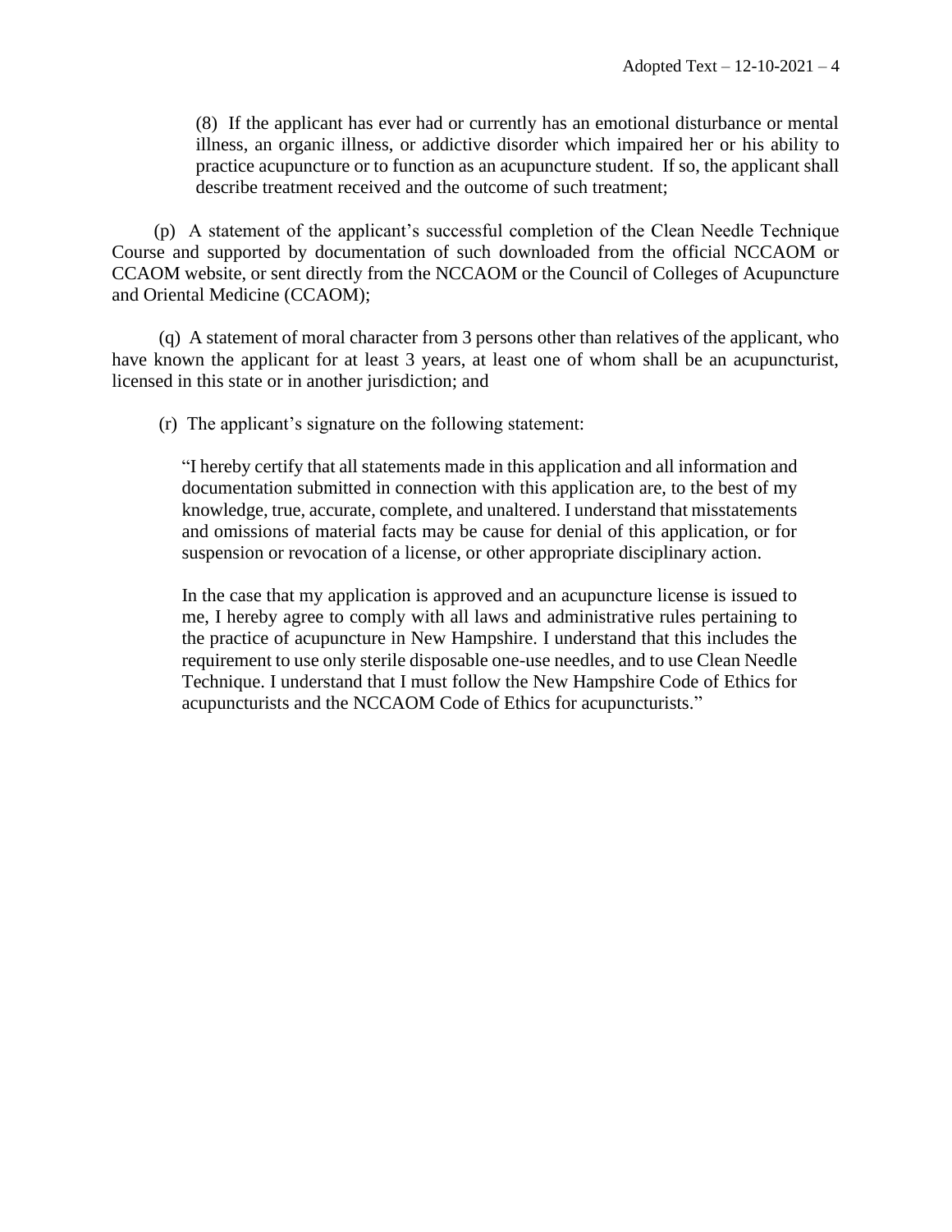(8) If the applicant has ever had or currently has an emotional disturbance or mental illness, an organic illness, or addictive disorder which impaired her or his ability to practice acupuncture or to function as an acupuncture student. If so, the applicant shall describe treatment received and the outcome of such treatment;

(p) A statement of the applicant's successful completion of the Clean Needle Technique Course and supported by documentation of such downloaded from the official NCCAOM or CCAOM website, or sent directly from the NCCAOM or the Council of Colleges of Acupuncture and Oriental Medicine (CCAOM);

(q) A statement of moral character from 3 persons other than relatives of the applicant, who have known the applicant for at least 3 years, at least one of whom shall be an acupuncturist, licensed in this state or in another jurisdiction; and

(r) The applicant's signature on the following statement:

> "I hereby certify that all statements made in this application and all information and documentation submitted in connection with this application are, to the best of my knowledge, true, accurate, complete, and unaltered. I understand that misstatements and omissions of material facts may be cause for denial of this application, or for suspension or revocation of a license, or other appropriate disciplinary action.
>
> In the case that my application is approved and an acupuncture license is issued to me, I hereby agree to comply with all laws and administrative rules pertaining to the practice of acupuncture in New Hampshire. I understand that this includes the requirement to use only sterile disposable one-use needles, and to use Clean Needle Technique. I understand that I must follow the New Hampshire Code of Ethics for acupuncturists and the NCCAOM Code of Ethics for acupuncturists."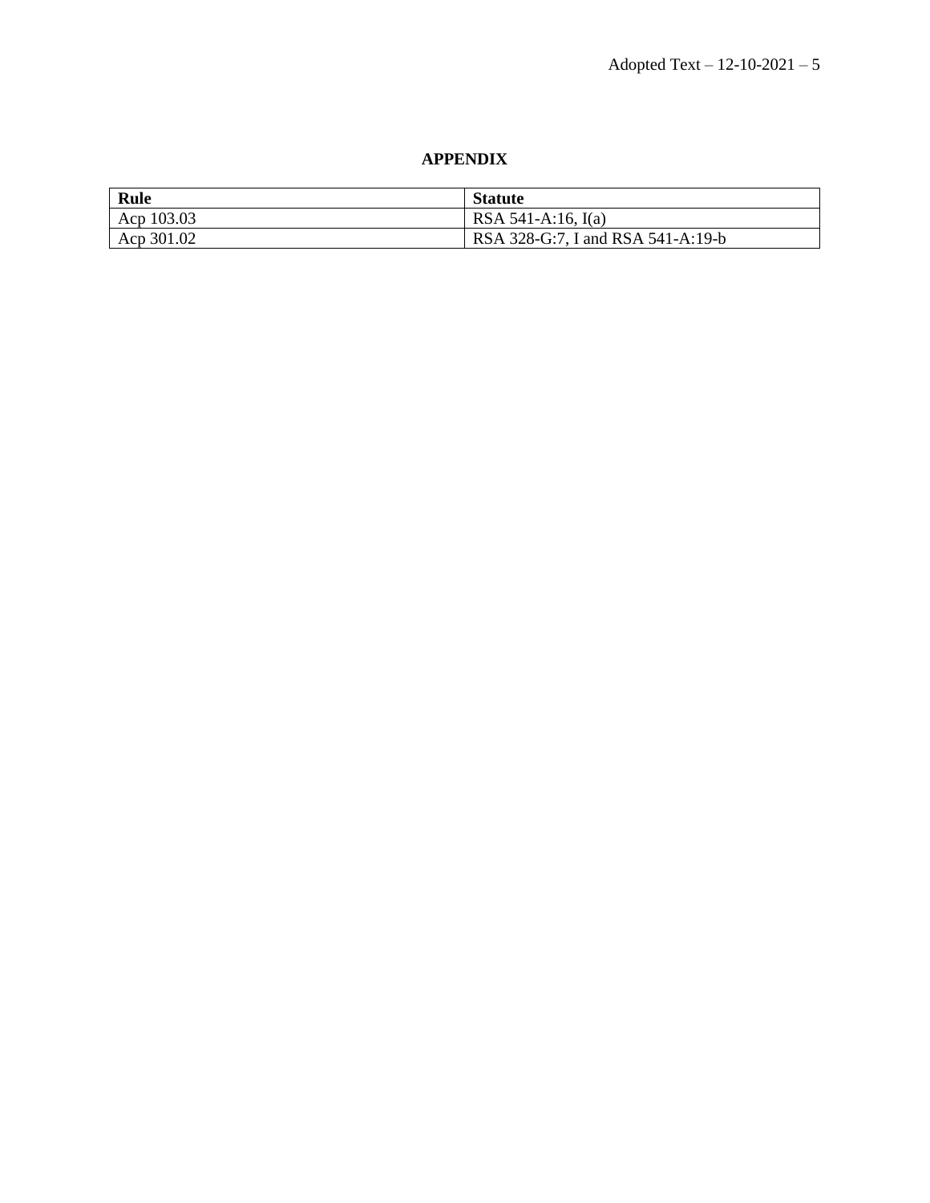## APPENDIX

| Rule | Statute |
|---|---|
| Acp 103.03 | RSA 541-A:16, I(a) |
| Acp 301.02 | RSA 328-G:7, I and RSA 541-A:19-b |